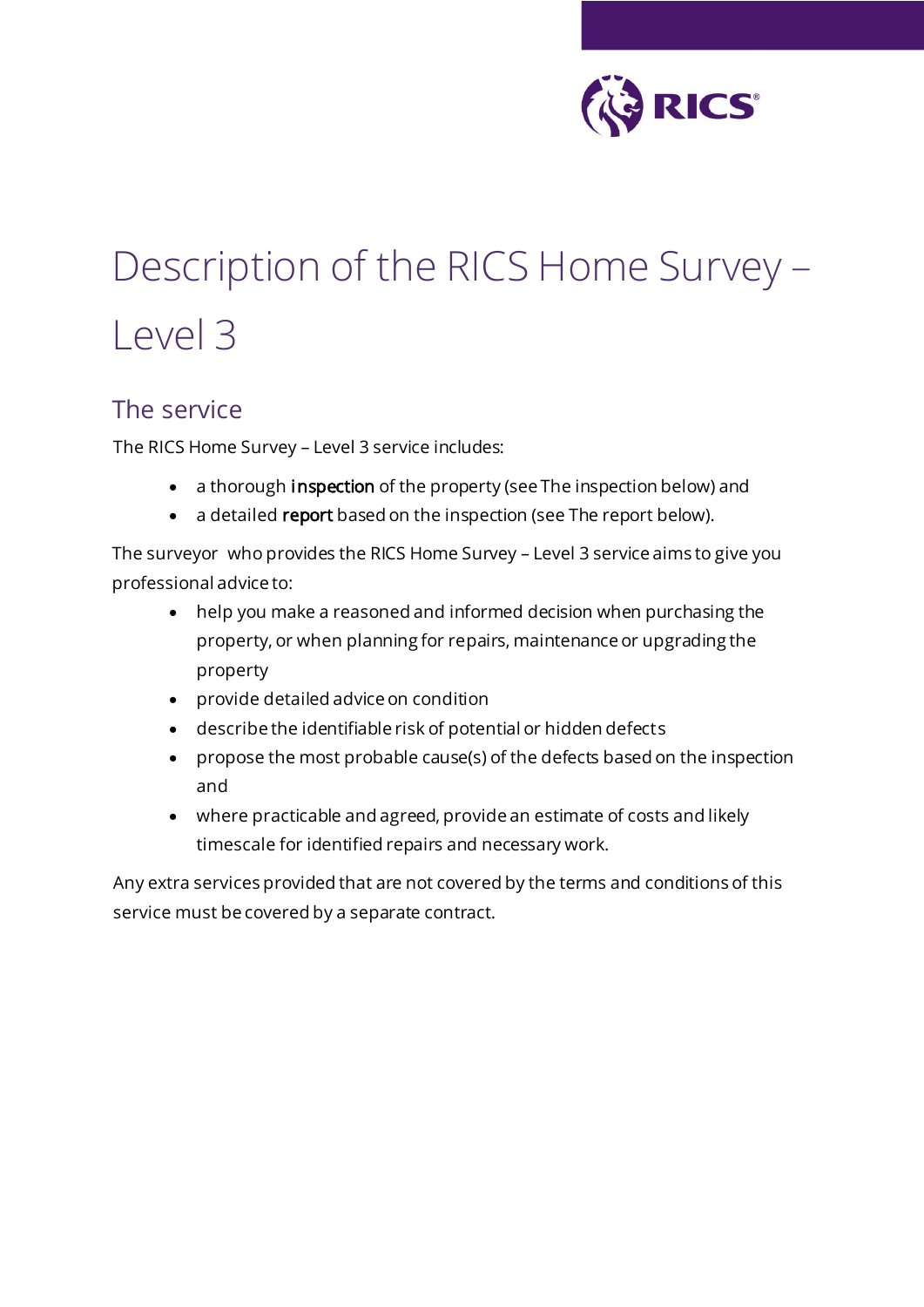# Description of the RICS Home Survey – Level 3

## The service

The RICS Home Survey – Level 3 service includes:

- a thorough **inspection** of the property (see The inspection below) and
- a detailed **report** based on the inspection (see The report below).

The surveyor who provides the RICS Home Survey – Level 3 service aims to give you professional advice to:

- help you make a reasoned and informed decision when purchasing the property, or when planning for repairs, maintenance or upgrading the property
- provide detailed advice on condition
- describe the identifiable risk of potential or hidden defects
- propose the most probable cause(s) of the defects based on the inspection and
- where practicable and agreed, provide an estimate of costs and likely timescale for identified repairs and necessary work.

Any extra services provided that are not covered by the terms and conditions of this service must be covered by a separate contract.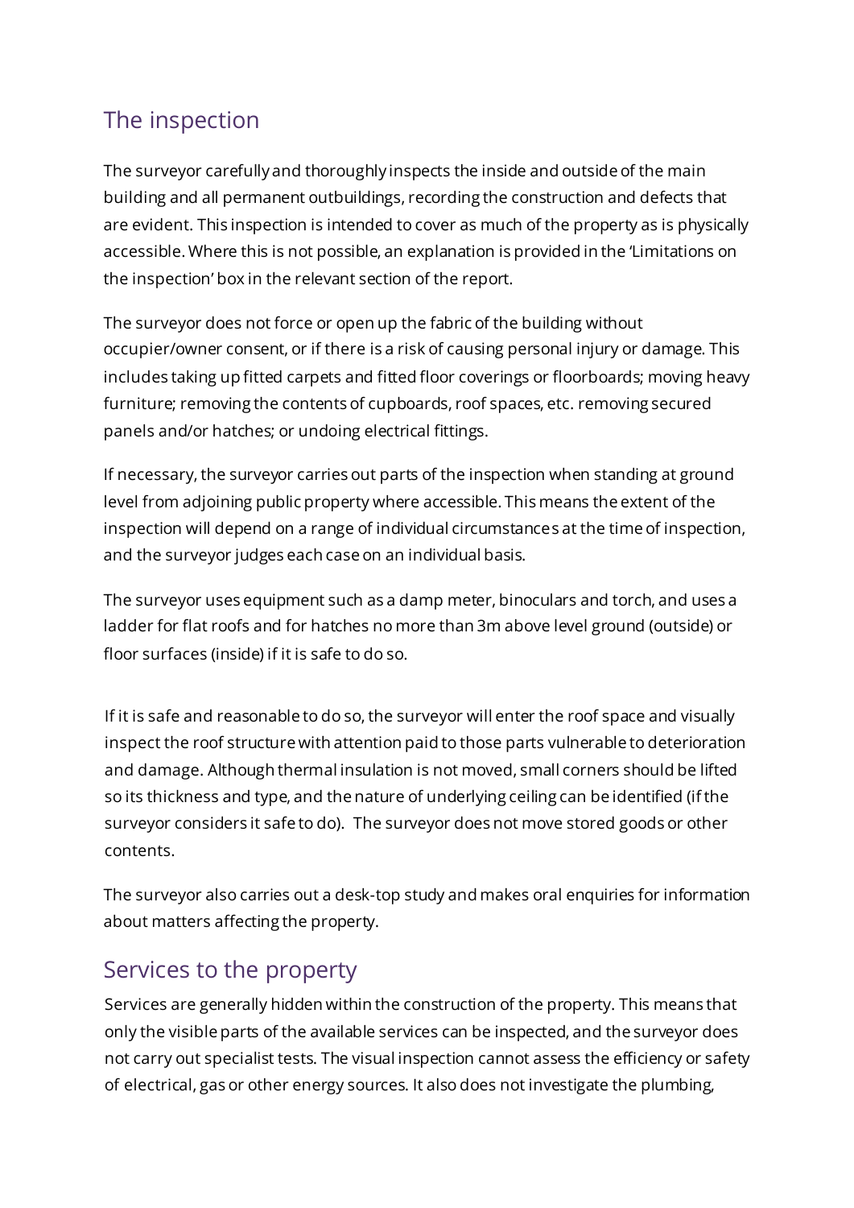## The inspection

The surveyor carefully and thoroughly inspects the inside and outside of the main building and all permanent outbuildings, recording the construction and defects that are evident. This inspection is intended to cover as much of the property as is physically accessible. Where this is not possible, an explanation is provided in the 'Limitations on the inspection' box in the relevant section of the report.

The surveyor does not force or open up the fabric of the building without occupier/owner consent, or if there is a risk of causing personal injury or damage. This includes taking up fitted carpets and fitted floor coverings or floorboards; moving heavy furniture; removing the contents of cupboards, roof spaces, etc. removing secured panels and/or hatches; or undoing electrical fittings.

If necessary, the surveyor carries out parts of the inspection when standing at ground level from adjoining public property where accessible. This means the extent of the inspection will depend on a range of individual circumstances at the time of inspection, and the surveyor judges each case on an individual basis.

The surveyor uses equipment such as a damp meter, binoculars and torch, and uses a ladder for flat roofs and for hatches no more than 3m above level ground (outside) or floor surfaces (inside) if it is safe to do so.

If it is safe and reasonable to do so, the surveyor will enter the roof space and visually inspect the roof structure with attention paid to those parts vulnerable to deterioration and damage. Although thermal insulation is not moved, small corners should be lifted so its thickness and type, and the nature of underlying ceiling can be identified (if the surveyor considers it safe to do). The surveyor does not move stored goods or other contents.

The surveyor also carries out a desk-top study and makes oral enquiries for information about matters affecting the property.

## Services to the property

Services are generally hidden within the construction of the property. This means that only the visible parts of the available services can be inspected, and the surveyor does not carry out specialist tests. The visual inspection cannot assess the efficiency or safety of electrical, gas or other energy sources. It also does not investigate the plumbing,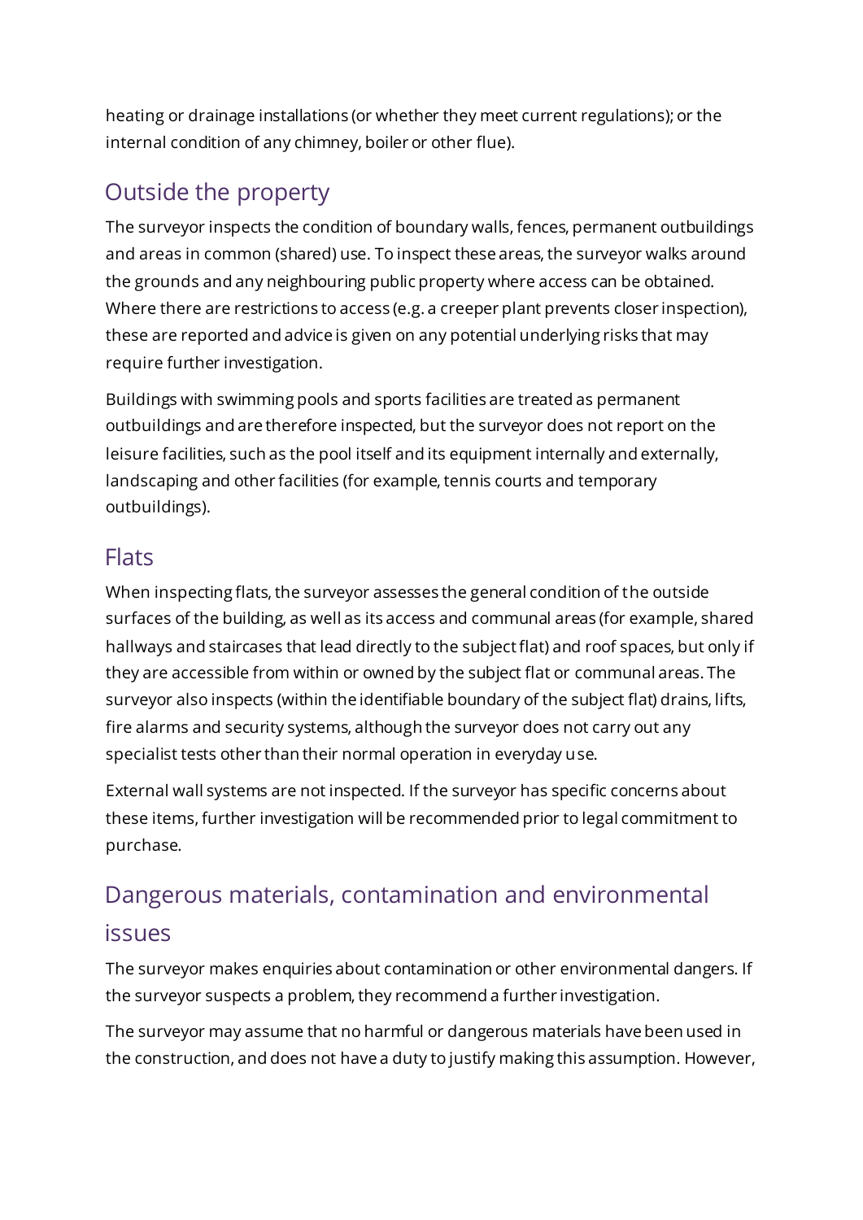heating or drainage installations (or whether they meet current regulations); or the internal condition of any chimney, boiler or other flue).

## Outside the property

The surveyor inspects the condition of boundary walls, fences, permanent outbuildings and areas in common (shared) use. To inspect these areas, the surveyor walks around the grounds and any neighbouring public property where access can be obtained. Where there are restrictions to access (e.g. a creeper plant prevents closer inspection), these are reported and advice is given on any potential underlying risks that may require further investigation.

Buildings with swimming pools and sports facilities are treated as permanent outbuildings and are therefore inspected, but the surveyor does not report on the leisure facilities, such as the pool itself and its equipment internally and externally, landscaping and other facilities (for example, tennis courts and temporary outbuildings).

## Flats

When inspecting flats, the surveyor assesses the general condition of the outside surfaces of the building, as well as its access and communal areas (for example, shared hallways and staircases that lead directly to the subject flat) and roof spaces, but only if they are accessible from within or owned by the subject flat or communal areas. The surveyor also inspects (within the identifiable boundary of the subject flat) drains, lifts, fire alarms and security systems, although the surveyor does not carry out any specialist tests other than their normal operation in everyday use.

External wall systems are not inspected. If the surveyor has specific concerns about these items, further investigation will be recommended prior to legal commitment to purchase.

## Dangerous materials, contamination and environmental issues

The surveyor makes enquiries about contamination or other environmental dangers. If the surveyor suspects a problem, they recommend a further investigation.

The surveyor may assume that no harmful or dangerous materials have been used in the construction, and does not have a duty to justify making this assumption. However,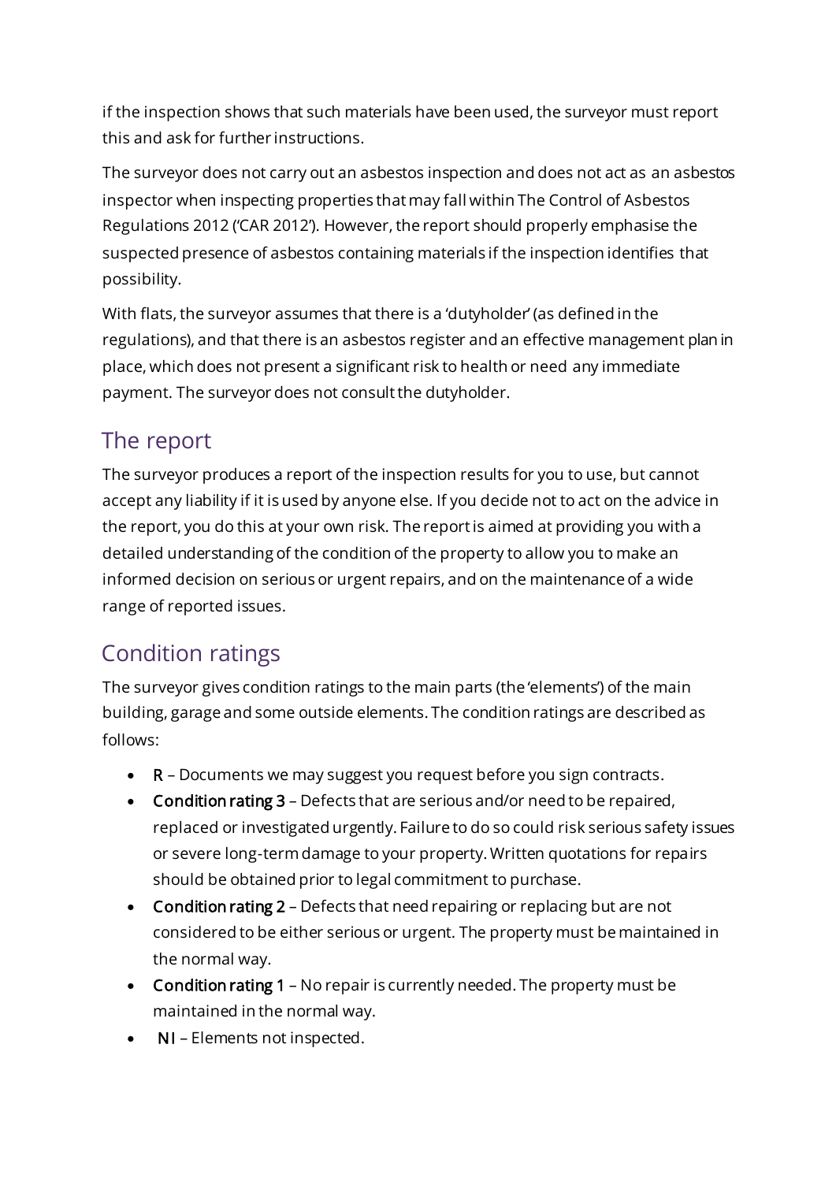if the inspection shows that such materials have been used, the surveyor must report this and ask for further instructions.

The surveyor does not carry out an asbestos inspection and does not act as an asbestos inspector when inspecting properties that may fall within The Control of Asbestos Regulations 2012 ('CAR 2012'). However, the report should properly emphasise the suspected presence of asbestos containing materials if the inspection identifies that possibility.

With flats, the surveyor assumes that there is a 'dutyholder' (as defined in the regulations), and that there is an asbestos register and an effective management plan in place, which does not present a significant risk to health or need any immediate payment. The surveyor does not consult the dutyholder.

## The report

The surveyor produces a report of the inspection results for you to use, but cannot accept any liability if it is used by anyone else. If you decide not to act on the advice in the report, you do this at your own risk. The report is aimed at providing you with a detailed understanding of the condition of the property to allow you to make an informed decision on serious or urgent repairs, and on the maintenance of a wide range of reported issues.

## Condition ratings

The surveyor gives condition ratings to the main parts (the 'elements') of the main building, garage and some outside elements. The condition ratings are described as follows:

- **R** – Documents we may suggest you request before you sign contracts.
- **Condition rating 3** – Defects that are serious and/or need to be repaired, replaced or investigated urgently. Failure to do so could risk serious safety issues or severe long-term damage to your property. Written quotations for repairs should be obtained prior to legal commitment to purchase.
- **Condition rating 2** – Defects that need repairing or replacing but are not considered to be either serious or urgent. The property must be maintained in the normal way.
- **Condition rating 1** – No repair is currently needed. The property must be maintained in the normal way.
- **NI** – Elements not inspected.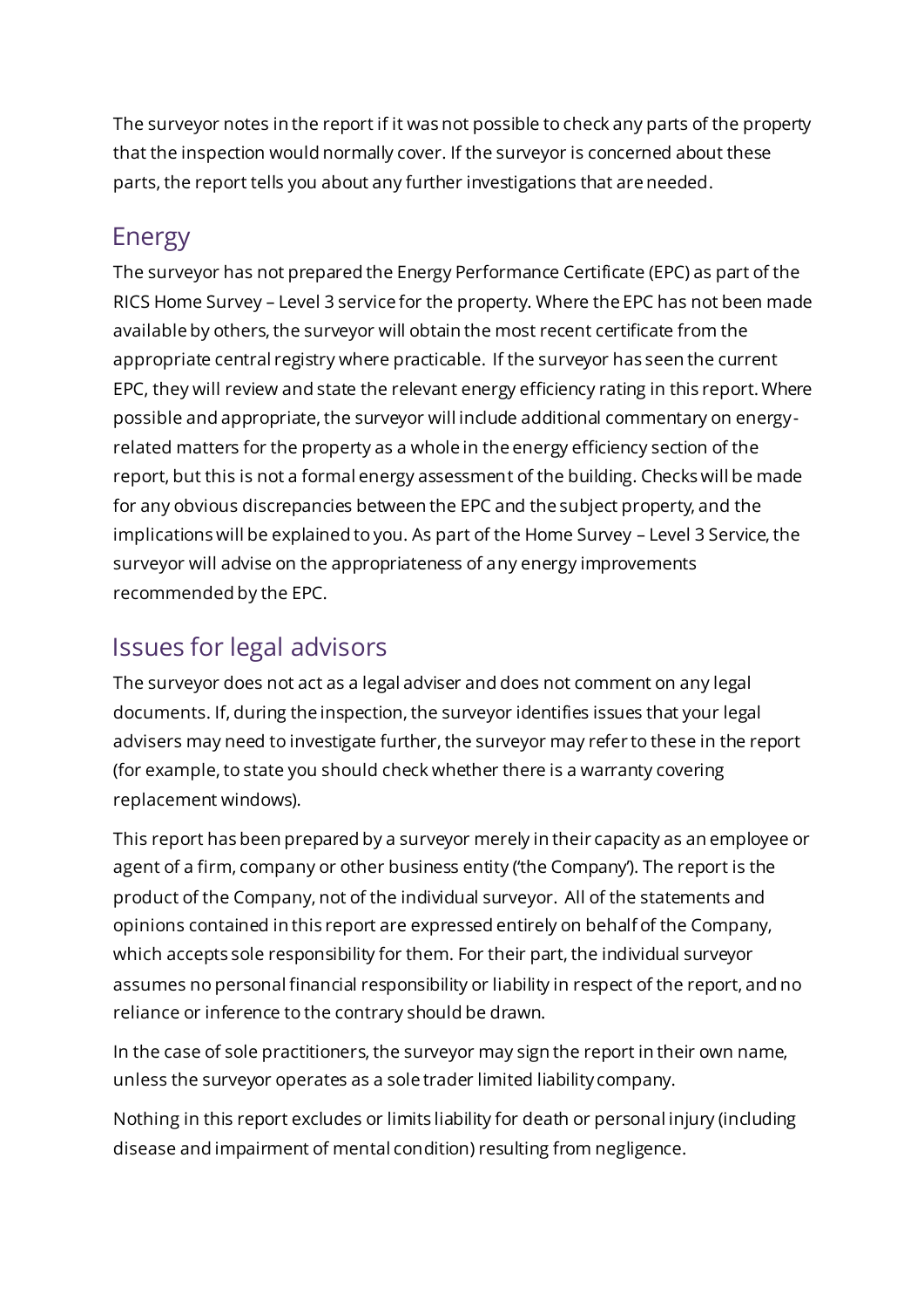The surveyor notes in the report if it was not possible to check any parts of the property that the inspection would normally cover. If the surveyor is concerned about these parts, the report tells you about any further investigations that are needed.

## Energy

The surveyor has not prepared the Energy Performance Certificate (EPC) as part of the RICS Home Survey – Level 3 service for the property. Where the EPC has not been made available by others, the surveyor will obtain the most recent certificate from the appropriate central registry where practicable. If the surveyor has seen the current EPC, they will review and state the relevant energy efficiency rating in this report. Where possible and appropriate, the surveyor will include additional commentary on energy-related matters for the property as a whole in the energy efficiency section of the report, but this is not a formal energy assessment of the building. Checks will be made for any obvious discrepancies between the EPC and the subject property, and the implications will be explained to you. As part of the Home Survey – Level 3 Service, the surveyor will advise on the appropriateness of any energy improvements recommended by the EPC.

## Issues for legal advisors

The surveyor does not act as a legal adviser and does not comment on any legal documents. If, during the inspection, the surveyor identifies issues that your legal advisers may need to investigate further, the surveyor may refer to these in the report (for example, to state you should check whether there is a warranty covering replacement windows).

This report has been prepared by a surveyor merely in their capacity as an employee or agent of a firm, company or other business entity ('the Company'). The report is the product of the Company, not of the individual surveyor. All of the statements and opinions contained in this report are expressed entirely on behalf of the Company, which accepts sole responsibility for them. For their part, the individual surveyor assumes no personal financial responsibility or liability in respect of the report, and no reliance or inference to the contrary should be drawn.

In the case of sole practitioners, the surveyor may sign the report in their own name, unless the surveyor operates as a sole trader limited liability company.

Nothing in this report excludes or limits liability for death or personal injury (including disease and impairment of mental condition) resulting from negligence.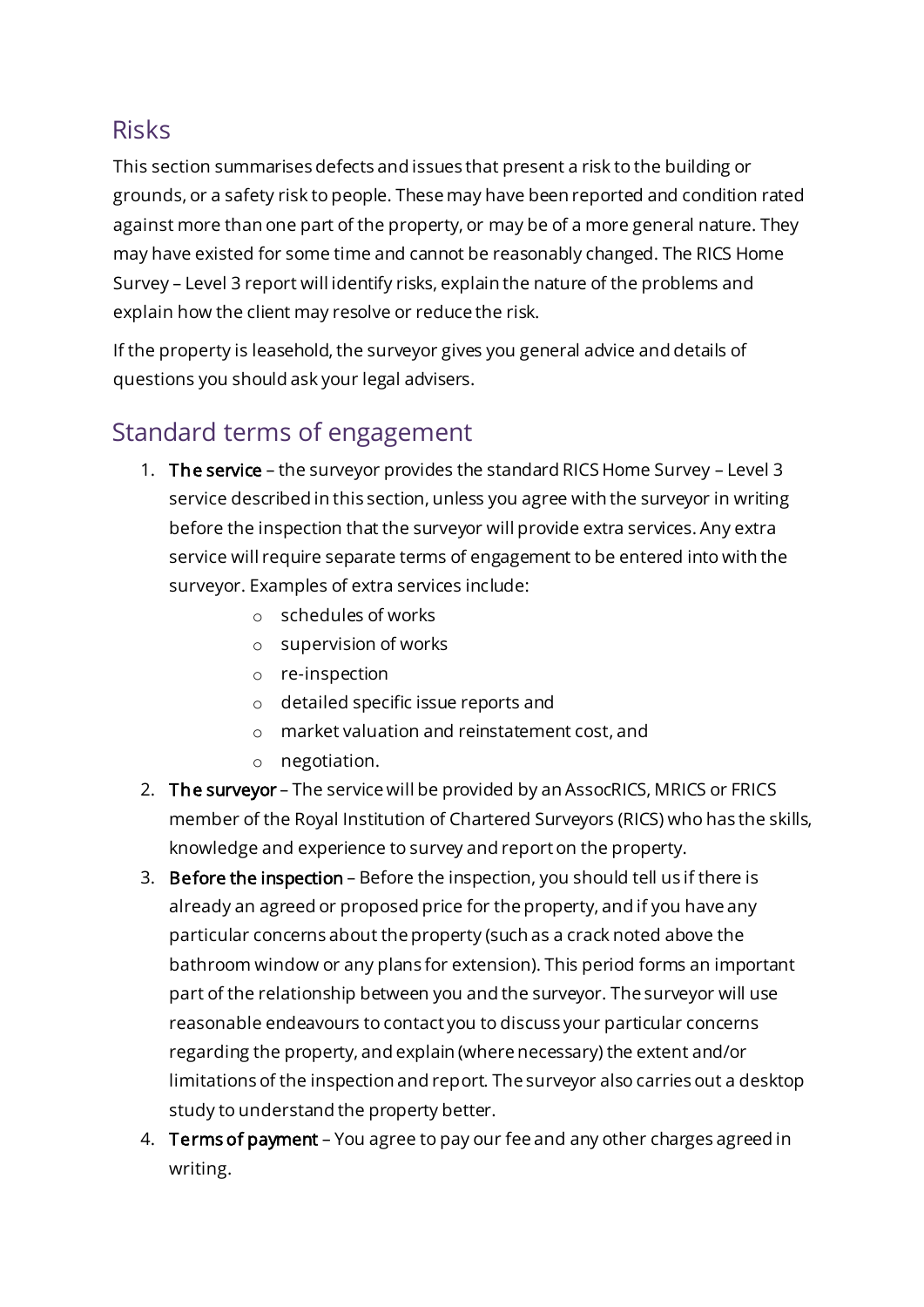## Risks

This section summarises defects and issues that present a risk to the building or grounds, or a safety risk to people. These may have been reported and condition rated against more than one part of the property, or may be of a more general nature. They may have existed for some time and cannot be reasonably changed. The RICS Home Survey – Level 3 report will identify risks, explain the nature of the problems and explain how the client may resolve or reduce the risk.

If the property is leasehold, the surveyor gives you general advice and details of questions you should ask your legal advisers.

## Standard terms of engagement

1. **The service** – the surveyor provides the standard RICS Home Survey – Level 3 service described in this section, unless you agree with the surveyor in writing before the inspection that the surveyor will provide extra services. Any extra service will require separate terms of engagement to be entered into with the surveyor. Examples of extra services include:
   - schedules of works
   - supervision of works
   - re-inspection
   - detailed specific issue reports and
   - market valuation and reinstatement cost, and
   - negotiation.
2. **The surveyor** – The service will be provided by an AssocRICS, MRICS or FRICS member of the Royal Institution of Chartered Surveyors (RICS) who has the skills, knowledge and experience to survey and report on the property.
3. **Before the inspection** – Before the inspection, you should tell us if there is already an agreed or proposed price for the property, and if you have any particular concerns about the property (such as a crack noted above the bathroom window or any plans for extension). This period forms an important part of the relationship between you and the surveyor. The surveyor will use reasonable endeavours to contact you to discuss your particular concerns regarding the property, and explain (where necessary) the extent and/or limitations of the inspection and report. The surveyor also carries out a desktop study to understand the property better.
4. **Terms of payment** – You agree to pay our fee and any other charges agreed in writing.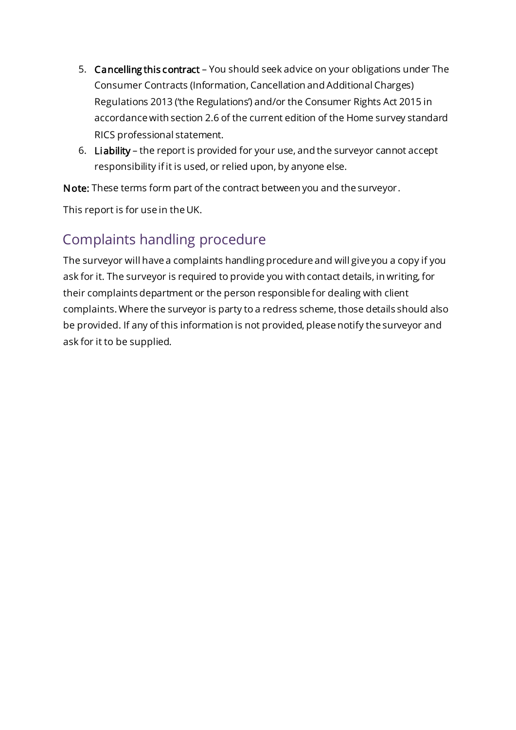5. **Cancelling this contract** – You should seek advice on your obligations under The Consumer Contracts (Information, Cancellation and Additional Charges) Regulations 2013 ('the Regulations') and/or the Consumer Rights Act 2015 in accordance with section 2.6 of the current edition of the Home survey standard RICS professional statement.
6. **Liability** – the report is provided for your use, and the surveyor cannot accept responsibility if it is used, or relied upon, by anyone else.

**Note:** These terms form part of the contract between you and the surveyor.

This report is for use in the UK.

## Complaints handling procedure

The surveyor will have a complaints handling procedure and will give you a copy if you ask for it. The surveyor is required to provide you with contact details, in writing, for their complaints department or the person responsible for dealing with client complaints. Where the surveyor is party to a redress scheme, those details should also be provided. If any of this information is not provided, please notify the surveyor and ask for it to be supplied.